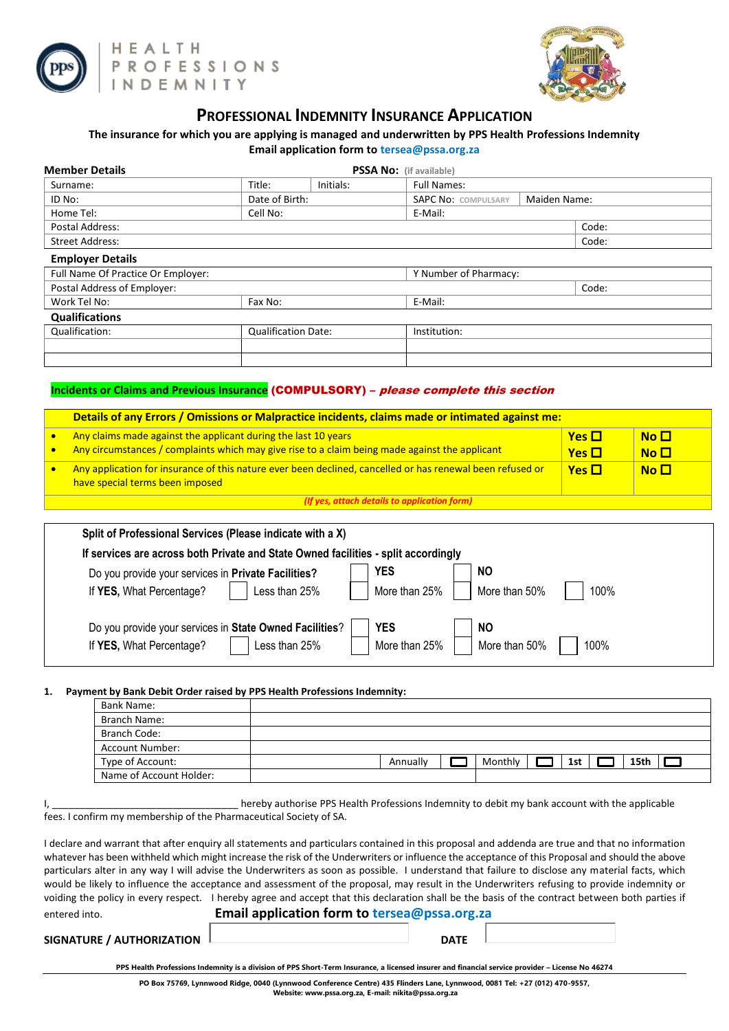HEALTH PROFESSIONS INDEMNITY

# Professional Indemnity Insurance Application

**The insurance for which you are applying is managed and underwritten by PPS Health Professions Indemnity**
**Email application form to tersea@pssa.org.za**

**Member Details** **PSSA No:** (if available)

| Surname: | Title: | Initials: | Full Names: | |
|---|---|---|---|---|
| ID No: | Date of Birth: | | SAPC No: COMPULSARY | Maiden Name: |
| Home Tel: | Cell No: | | E-Mail: | |
| Postal Address: | | | | Code: |
| Street Address: | | | | Code: |

**Employer Details**

| Full Name Of Practice Or Employer: | | Y Number of Pharmacy: | |
|---|---|---|---|
| Postal Address of Employer: | | | Code: |
| Work Tel No: | Fax No: | E-Mail: | |

**Qualifications**

| Qualification: | Qualification Date: | Institution: |
|---|---|---|
| | | |
| | | |

**Incidents or Claims and Previous Insurance (COMPULSORY)** – ***please complete this section***

| Details of any Errors / Omissions or Malpractice incidents, claims made or intimated against me: | | |
|---|---|---|
| • Any claims made against the applicant during the last 10 years | Yes ☐ | No ☐ |
| • Any circumstances / complaints which may give rise to a claim being made against the applicant | Yes ☐ | No ☐ |
| • Any application for insurance of this nature ever been declined, cancelled or has renewal been refused or have special terms been imposed | Yes ☐ | No ☐ |

*(If yes, attach details to application form)*

**Split of Professional Services (Please indicate with a X)**

**If services are across both Private and State Owned facilities - split accordingly**

| | | | | |
|---|---|---|---|---|
| Do you provide your services in **Private Facilities?** | | ☐ **YES** | ☐ **NO** | |
| If **YES**, What Percentage? | ☐ Less than 25% | ☐ More than 25% | ☐ More than 50% | ☐ 100% |
| Do you provide your services in **State Owned Facilities?** | | ☐ **YES** | ☐ **NO** | |
| If **YES**, What Percentage? | ☐ Less than 25% | ☐ More than 25% | ☐ More than 50% | ☐ 100% |

**1. Payment by Bank Debit Order raised by PPS Health Professions Indemnity:**

| | | | | | |
|---|---|---|---|---|---|
| Bank Name: | | | | | |
| Branch Name: | | | | | |
| Branch Code: | | | | | |
| Account Number: | | | | | |
| Type of Account: | | Annually ☐ | Monthly ☐ | 1st ☐ | 15th ☐ |
| Name of Account Holder: | | | | | |

I, ________________________________ hereby authorise PPS Health Professions Indemnity to debit my bank account with the applicable fees. I confirm my membership of the Pharmaceutical Society of SA.

I declare and warrant that after enquiry all statements and particulars contained in this proposal and addenda are true and that no information whatever has been withheld which might increase the risk of the Underwriters or influence the acceptance of this Proposal and should the above particulars alter in any way I will advise the Underwriters as soon as possible. I understand that failure to disclose any material facts, which would be likely to influence the acceptance and assessment of the proposal, may result in the Underwriters refusing to provide indemnity or voiding the policy in every respect. I hereby agree and accept that this declaration shall be the basis of the contract between both parties if entered into.

**Email application form to tersea@pssa.org.za**

**SIGNATURE / AUTHORIZATION** ____________ **DATE** ____________

**PPS Health Professions Indemnity is a division of PPS Short-Term Insurance, a licensed insurer and financial service provider – License No 46274**

**PO Box 75769, Lynnwood Ridge, 0040 (Lynnwood Conference Centre) 435 Flinders Lane, Lynnwood, 0081 Tel: +27 (012) 470-9557, Website: www.pssa.org.za, E-mail: nikita@pssa.org.za**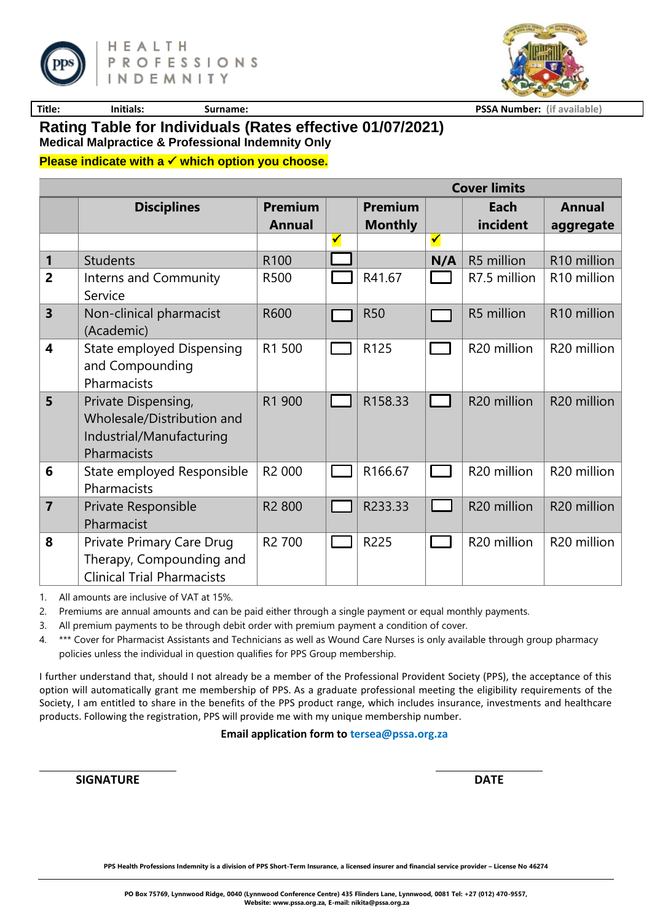HEALTH PROFESSIONS INDEMNITY

**Title:** **Initials:** **Surname:** **PSSA Number:** (if available)

# Rating Table for Individuals (Rates effective 01/07/2021)

**Medical Malpractice & Professional Indemnity Only**

**Please indicate with a ✓ which option you choose.**

| | | | | | | Cover limits | |
|---|---|---|---|---|---|---|---|
| | **Disciplines** | **Premium Annual** | | **Premium Monthly** | | **Each incident** | **Annual aggregate** |
| | | | ✓ | | ✓ | | |
| **1** | Students | R100 | ☐ | | **N/A** | R5 million | R10 million |
| **2** | Interns and Community Service | R500 | ☐ | R41.67 | ☐ | R7.5 million | R10 million |
| **3** | Non-clinical pharmacist (Academic) | R600 | ☐ | R50 | ☐ | R5 million | R10 million |
| **4** | State employed Dispensing and Compounding Pharmacists | R1 500 | ☐ | R125 | ☐ | R20 million | R20 million |
| **5** | Private Dispensing, Wholesale/Distribution and Industrial/Manufacturing Pharmacists | R1 900 | ☐ | R158.33 | ☐ | R20 million | R20 million |
| **6** | State employed Responsible Pharmacists | R2 000 | ☐ | R166.67 | ☐ | R20 million | R20 million |
| **7** | Private Responsible Pharmacist | R2 800 | ☐ | R233.33 | ☐ | R20 million | R20 million |
| **8** | Private Primary Care Drug Therapy, Compounding and Clinical Trial Pharmacists | R2 700 | ☐ | R225 | ☐ | R20 million | R20 million |

1. All amounts are inclusive of VAT at 15%.
2. Premiums are annual amounts and can be paid either through a single payment or equal monthly payments.
3. All premium payments to be through debit order with premium payment a condition of cover.
4. *** Cover for Pharmacist Assistants and Technicians as well as Wound Care Nurses is only available through group pharmacy policies unless the individual in question qualifies for PPS Group membership.

I further understand that, should I not already be a member of the Professional Provident Society (PPS), the acceptance of this option will automatically grant me membership of PPS. As a graduate professional meeting the eligibility requirements of the Society, I am entitled to share in the benefits of the PPS product range, which includes insurance, investments and healthcare products. Following the registration, PPS will provide me with my unique membership number.

**Email application form to tersea@pssa.org.za**

**SIGNATURE** **DATE**

**PPS Health Professions Indemnity is a division of PPS Short-Term Insurance, a licensed insurer and financial service provider – License No 46274**

**PO Box 75769, Lynnwood Ridge, 0040 (Lynnwood Conference Centre) 435 Flinders Lane, Lynnwood, 0081 Tel: +27 (012) 470-9557, Website: www.pssa.org.za, E-mail: nikita@pssa.org.za**